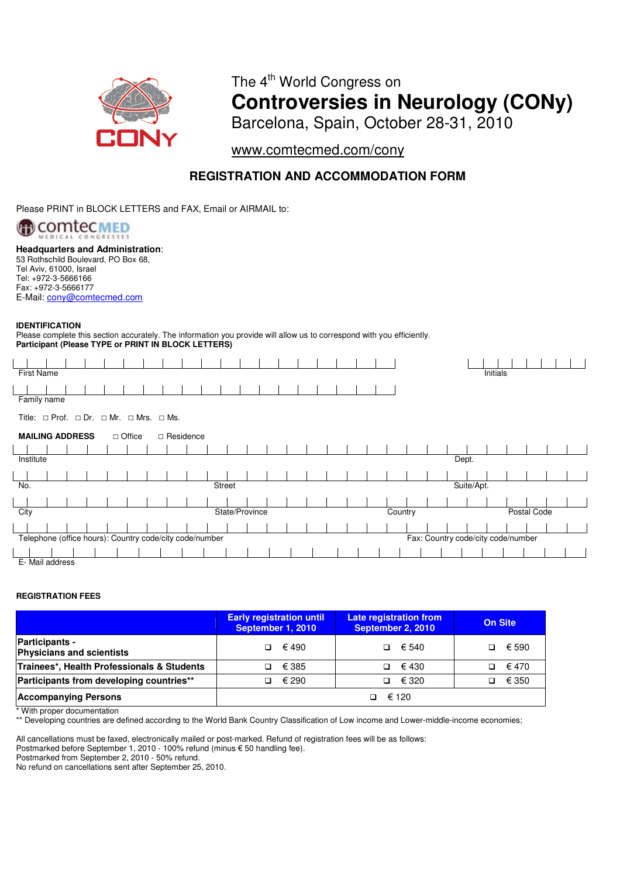The 4th World Congress on

# Controversies in Neurology (CONy)

Barcelona, Spain, October 28-31, 2010

www.comtecmed.com/cony

## REGISTRATION AND ACCOMMODATION FORM

Please PRINT in BLOCK LETTERS and FAX, Email or AIRMAIL to:

comtecMED MEDICAL CONGRESSES

**Headquarters and Administration**:
53 Rothschild Boulevard, PO Box 68,
Tel Aviv, 61000, Israel
Tel: +972-3-5666166
Fax: +972-3-5666177
E-Mail: cony@comtecmed.com

**IDENTIFICATION**
Please complete this section accurately. The information you provide will allow us to correspond with you efficiently.
**Participant (Please TYPE or PRINT IN BLOCK LETTERS)**

First Name | Initials

Family name

Title: □ Prof. □ Dr. □ Mr. □ Mrs. □ Ms.

**MAILING ADDRESS** □ Office □ Residence

Institute | Dept.

No. | Street | Suite/Apt.

City | State/Province | Country | Postal Code

Telephone (office hours): Country code/city code/number | Fax: Country code/city code/number

E- Mail address

**REGISTRATION FEES**

| | Early registration until September 1, 2010 | Late registration from September 2, 2010 | On Site |
|---|---|---|---|
| **Participants - Physicians and scientists** | ❑ € 490 | ❑ € 540 | ❑ € 590 |
| **Trainees\*, Health Professionals & Students** | ❑ € 385 | ❑ € 430 | ❑ € 470 |
| **Participants from developing countries\*\*** | ❑ € 290 | ❑ € 320 | ❑ € 350 |
| **Accompanying Persons** | ❑ € 120 | | |

\* With proper documentation
\*\* Developing countries are defined according to the World Bank Country Classification of Low income and Lower-middle-income economies;

All cancellations must be faxed, electronically mailed or post-marked. Refund of registration fees will be as follows:
Postmarked before September 1, 2010 - 100% refund (minus € 50 handling fee).
Postmarked from September 2, 2010 - 50% refund.
No refund on cancellations sent after September 25, 2010.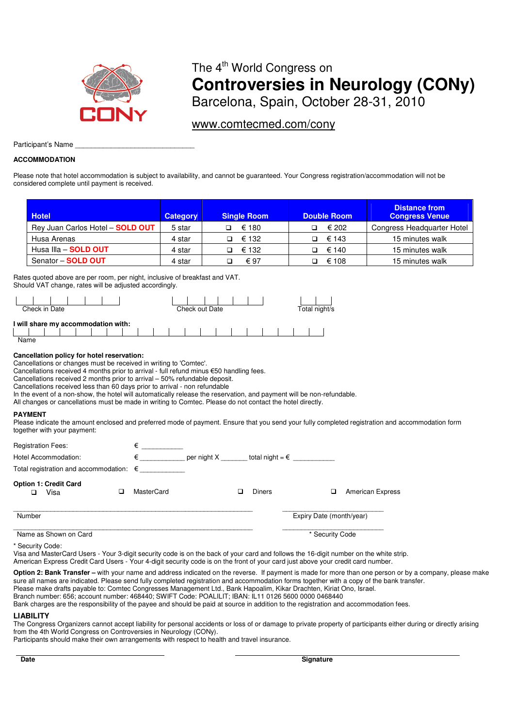The 4th World Congress on

# Controversies in Neurology (CONy)

Barcelona, Spain, October 28-31, 2010

www.comtecmed.com/cony

Participant's Name ______________________________

**ACCOMMODATION**

Please note that hotel accommodation is subject to availability, and cannot be guaranteed. Your Congress registration/accommodation will not be considered complete until payment is received.

| Hotel | Category | Single Room | Double Room | Distance from Congress Venue |
|---|---|---|---|---|
| Rey Juan Carlos Hotel – **SOLD OUT** | 5 star | ❑ € 180 | ❑ € 202 | Congress Headquarter Hotel |
| Husa Arenas | 4 star | ❑ € 132 | ❑ € 143 | 15 minutes walk |
| Husa Illa – **SOLD OUT** | 4 star | ❑ € 132 | ❑ € 140 | 15 minutes walk |
| Senator – **SOLD OUT** | 4 star | ❑ € 97 | ❑ € 108 | 15 minutes walk |

Rates quoted above are per room, per night, inclusive of breakfast and VAT.
Should VAT change, rates will be adjusted accordingly.

Check in Date ____________ Check out Date ____________ Total night/s ______

**I will share my accommodation with:**

Name ______________________________

**Cancellation policy for hotel reservation:**
Cancellations or changes must be received in writing to 'Comtec'.
Cancellations received 4 months prior to arrival - full refund minus €50 handling fees.
Cancellations received 2 months prior to arrival – 50% refundable deposit.
Cancellations received less than 60 days prior to arrival - non refundable
In the event of a non-show, the hotel will automatically release the reservation, and payment will be non-refundable.
All changes or cancellations must be made in writing to Comtec. Please do not contact the hotel directly.

**PAYMENT**
Please indicate the amount enclosed and preferred mode of payment. Ensure that you send your fully completed registration and accommodation form together with your payment:

Registration Fees: € ___________

Hotel Accommodation: € ___________ per night X _______ total night = € ___________

Total registration and accommodation: € ___________

**Option 1: Credit Card**

❑ Visa ❑ MasterCard ❑ Diners ❑ American Express

Number ______________________________ Expiry Date (month/year) ______________

Name as Shown on Card ______________________________ * Security Code ______________

\* Security Code:
Visa and MasterCard Users - Your 3-digit security code is on the back of your card and follows the 16-digit number on the white strip.
American Express Credit Card Users - Your 4-digit security code is on the front of your card just above your credit card number.

**Option 2: Bank Transfer –** with your name and address indicated on the reverse. If payment is made for more than one person or by a company, please make sure all names are indicated. Please send fully completed registration and accommodation forms together with a copy of the bank transfer.
Please make drafts payable to: Comtec Congresses Management Ltd., Bank Hapoalim, Kikar Drachten, Kiriat Ono, Israel.
Branch number: 656; account number: 468440; SWIFT Code: POALILIT; IBAN: IL11 0126 5600 0000 0468440
Bank charges are the responsibility of the payee and should be paid at source in addition to the registration and accommodation fees.

**LIABILITY**
The Congress Organizers cannot accept liability for personal accidents or loss of or damage to private property of participants either during or directly arising from the 4th World Congress on Controversies in Neurology (CONy).
Participants should make their own arrangements with respect to health and travel insurance.

**Date** ______________________ **Signature** ______________________